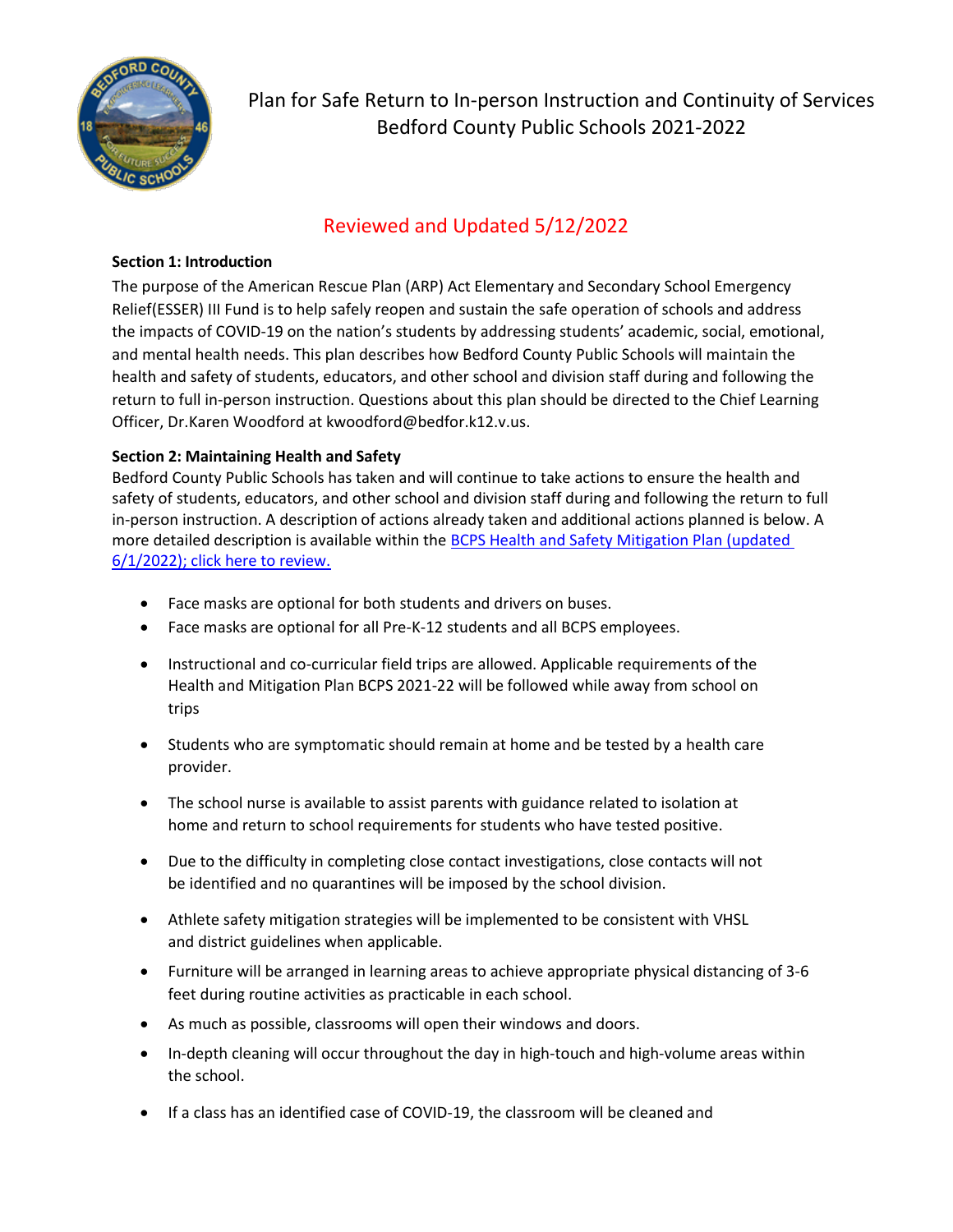# Plan for Safe Return to In-person Instruction and Continuity of Services Bedford County Public Schools 2021-2022

## Reviewed and Updated 5/12/2022

**Section 1: Introduction**

The purpose of the American Rescue Plan (ARP) Act Elementary and Secondary School Emergency Relief(ESSER) III Fund is to help safely reopen and sustain the safe operation of schools and address the impacts of COVID-19 on the nation's students by addressing students' academic, social, emotional, and mental health needs. This plan describes how Bedford County Public Schools will maintain the health and safety of students, educators, and other school and division staff during and following the return to full in-person instruction. Questions about this plan should be directed to the Chief Learning Officer, Dr.Karen Woodford at kwoodford@bedfor.k12.v.us.

**Section 2: Maintaining Health and Safety**

Bedford County Public Schools has taken and will continue to take actions to ensure the health and safety of students, educators, and other school and division staff during and following the return to full in-person instruction. A description of actions already taken and additional actions planned is below. A more detailed description is available within the [BCPS Health and Safety Mitigation Plan (updated 6/1/2022); click here to review.]()

- Face masks are optional for both students and drivers on buses.
- Face masks are optional for all Pre-K-12 students and all BCPS employees.
- Instructional and co-curricular field trips are allowed. Applicable requirements of the Health and Mitigation Plan BCPS 2021-22 will be followed while away from school on trips
- Students who are symptomatic should remain at home and be tested by a health care provider.
- The school nurse is available to assist parents with guidance related to isolation at home and return to school requirements for students who have tested positive.
- Due to the difficulty in completing close contact investigations, close contacts will not be identified and no quarantines will be imposed by the school division.
- Athlete safety mitigation strategies will be implemented to be consistent with VHSL and district guidelines when applicable.
- Furniture will be arranged in learning areas to achieve appropriate physical distancing of 3-6 feet during routine activities as practicable in each school.
- As much as possible, classrooms will open their windows and doors.
- In-depth cleaning will occur throughout the day in high-touch and high-volume areas within the school.
- If a class has an identified case of COVID-19, the classroom will be cleaned and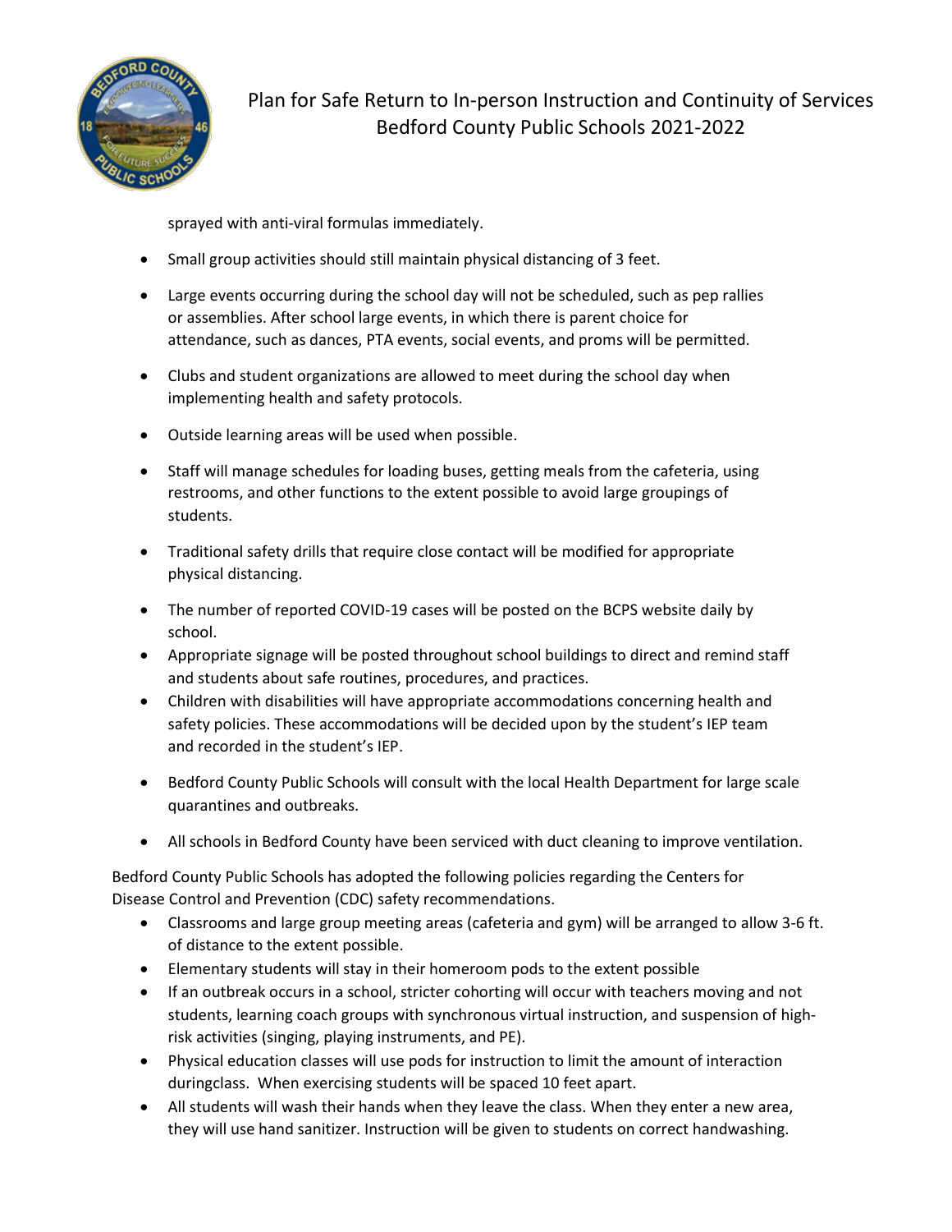sprayed with anti-viral formulas immediately.

- Small group activities should still maintain physical distancing of 3 feet.
- Large events occurring during the school day will not be scheduled, such as pep rallies or assemblies. After school large events, in which there is parent choice for attendance, such as dances, PTA events, social events, and proms will be permitted.
- Clubs and student organizations are allowed to meet during the school day when implementing health and safety protocols.
- Outside learning areas will be used when possible.
- Staff will manage schedules for loading buses, getting meals from the cafeteria, using restrooms, and other functions to the extent possible to avoid large groupings of students.
- Traditional safety drills that require close contact will be modified for appropriate physical distancing.
- The number of reported COVID-19 cases will be posted on the BCPS website daily by school.
- Appropriate signage will be posted throughout school buildings to direct and remind staff and students about safe routines, procedures, and practices.
- Children with disabilities will have appropriate accommodations concerning health and safety policies. These accommodations will be decided upon by the student's IEP team and recorded in the student's IEP.
- Bedford County Public Schools will consult with the local Health Department for large scale quarantines and outbreaks.
- All schools in Bedford County have been serviced with duct cleaning to improve ventilation.

Bedford County Public Schools has adopted the following policies regarding the Centers for Disease Control and Prevention (CDC) safety recommendations.

- Classrooms and large group meeting areas (cafeteria and gym) will be arranged to allow 3-6 ft. of distance to the extent possible.
- Elementary students will stay in their homeroom pods to the extent possible
- If an outbreak occurs in a school, stricter cohorting will occur with teachers moving and not students, learning coach groups with synchronous virtual instruction, and suspension of high-risk activities (singing, playing instruments, and PE).
- Physical education classes will use pods for instruction to limit the amount of interaction duringclass. When exercising students will be spaced 10 feet apart.
- All students will wash their hands when they leave the class. When they enter a new area, they will use hand sanitizer. Instruction will be given to students on correct handwashing.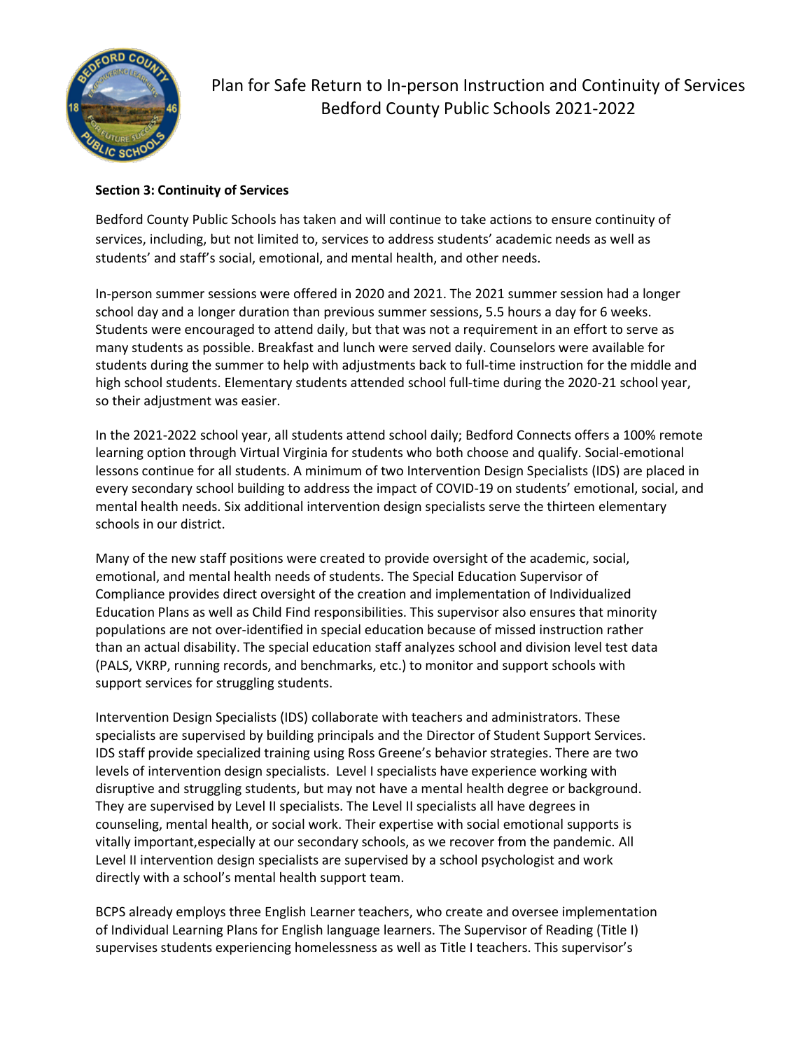# Plan for Safe Return to In-person Instruction and Continuity of Services
## Bedford County Public Schools 2021-2022

**Section 3: Continuity of Services**

Bedford County Public Schools has taken and will continue to take actions to ensure continuity of services, including, but not limited to, services to address students' academic needs as well as students' and staff's social, emotional, and mental health, and other needs.

In-person summer sessions were offered in 2020 and 2021. The 2021 summer session had a longer school day and a longer duration than previous summer sessions, 5.5 hours a day for 6 weeks. Students were encouraged to attend daily, but that was not a requirement in an effort to serve as many students as possible. Breakfast and lunch were served daily. Counselors were available for students during the summer to help with adjustments back to full-time instruction for the middle and high school students. Elementary students attended school full-time during the 2020-21 school year, so their adjustment was easier.

In the 2021-2022 school year, all students attend school daily; Bedford Connects offers a 100% remote learning option through Virtual Virginia for students who both choose and qualify. Social-emotional lessons continue for all students. A minimum of two Intervention Design Specialists (IDS) are placed in every secondary school building to address the impact of COVID-19 on students' emotional, social, and mental health needs. Six additional intervention design specialists serve the thirteen elementary schools in our district.

Many of the new staff positions were created to provide oversight of the academic, social, emotional, and mental health needs of students. The Special Education Supervisor of Compliance provides direct oversight of the creation and implementation of Individualized Education Plans as well as Child Find responsibilities. This supervisor also ensures that minority populations are not over-identified in special education because of missed instruction rather than an actual disability. The special education staff analyzes school and division level test data (PALS, VKRP, running records, and benchmarks, etc.) to monitor and support schools with support services for struggling students.

Intervention Design Specialists (IDS) collaborate with teachers and administrators. These specialists are supervised by building principals and the Director of Student Support Services. IDS staff provide specialized training using Ross Greene's behavior strategies. There are two levels of intervention design specialists. Level I specialists have experience working with disruptive and struggling students, but may not have a mental health degree or background. They are supervised by Level II specialists. The Level II specialists all have degrees in counseling, mental health, or social work. Their expertise with social emotional supports is vitally important,especially at our secondary schools, as we recover from the pandemic. All Level II intervention design specialists are supervised by a school psychologist and work directly with a school's mental health support team.

BCPS already employs three English Learner teachers, who create and oversee implementation of Individual Learning Plans for English language learners. The Supervisor of Reading (Title I) supervises students experiencing homelessness as well as Title I teachers. This supervisor's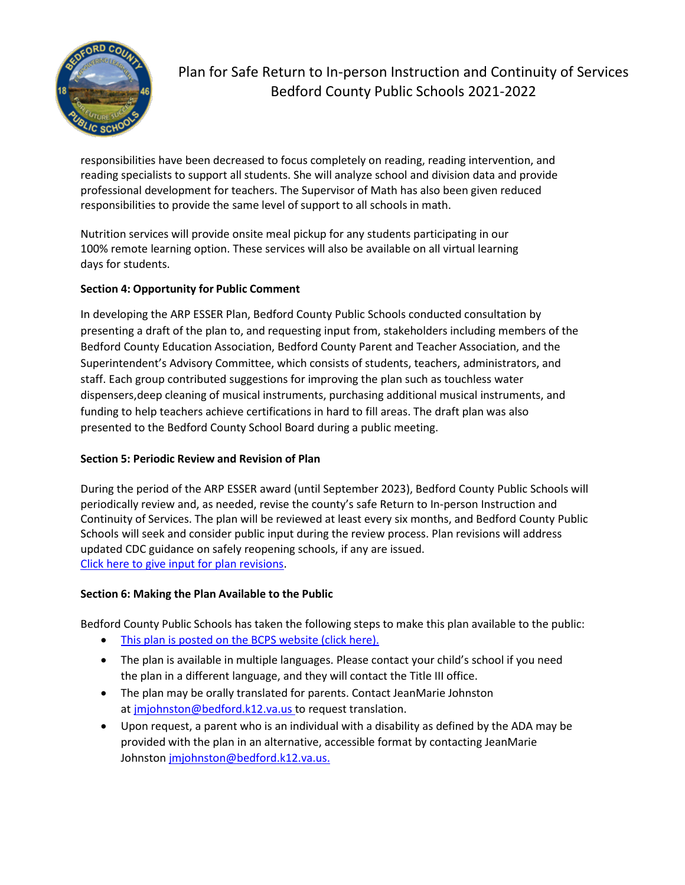responsibilities have been decreased to focus completely on reading, reading intervention, and reading specialists to support all students. She will analyze school and division data and provide professional development for teachers. The Supervisor of Math has also been given reduced responsibilities to provide the same level of support to all schools in math.

Nutrition services will provide onsite meal pickup for any students participating in our 100% remote learning option. These services will also be available on all virtual learning days for students.

**Section 4: Opportunity for Public Comment**

In developing the ARP ESSER Plan, Bedford County Public Schools conducted consultation by presenting a draft of the plan to, and requesting input from, stakeholders including members of the Bedford County Education Association, Bedford County Parent and Teacher Association, and the Superintendent's Advisory Committee, which consists of students, teachers, administrators, and staff. Each group contributed suggestions for improving the plan such as touchless water dispensers,deep cleaning of musical instruments, purchasing additional musical instruments, and funding to help teachers achieve certifications in hard to fill areas. The draft plan was also presented to the Bedford County School Board during a public meeting.

**Section 5: Periodic Review and Revision of Plan**

During the period of the ARP ESSER award (until September 2023), Bedford County Public Schools will periodically review and, as needed, revise the county's safe Return to In-person Instruction and Continuity of Services. The plan will be reviewed at least every six months, and Bedford County Public Schools will seek and consider public input during the review process. Plan revisions will address updated CDC guidance on safely reopening schools, if any are issued.
Click here to give input for plan revisions.

**Section 6: Making the Plan Available to the Public**

Bedford County Public Schools has taken the following steps to make this plan available to the public:

- This plan is posted on the BCPS website (click here).
- The plan is available in multiple languages. Please contact your child's school if you need the plan in a different language, and they will contact the Title III office.
- The plan may be orally translated for parents. Contact JeanMarie Johnston at jmjohnston@bedford.k12.va.us to request translation.
- Upon request, a parent who is an individual with a disability as defined by the ADA may be provided with the plan in an alternative, accessible format by contacting JeanMarie Johnston jmjohnston@bedford.k12.va.us.